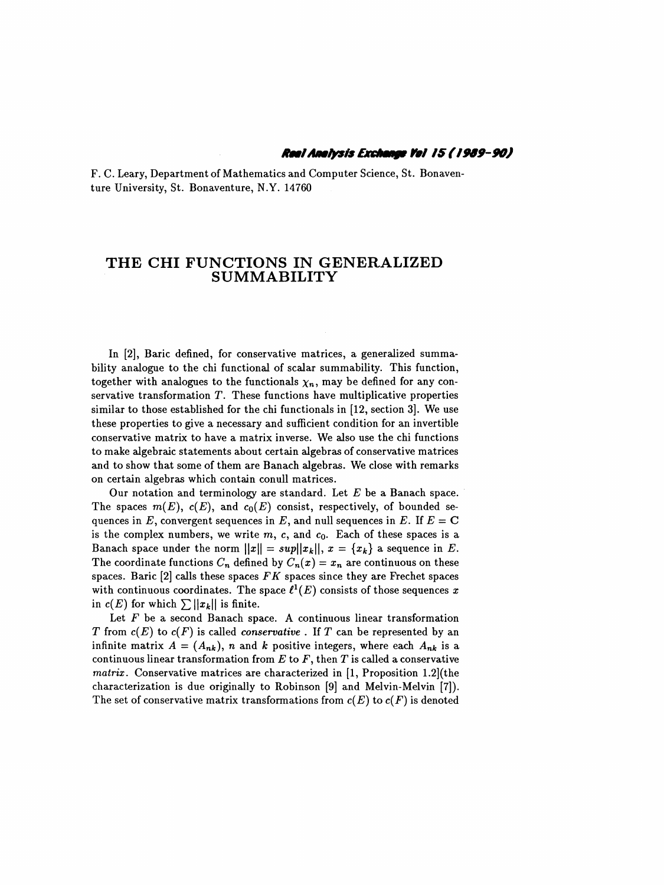F. C. Leary, Department of Mathematics and Computer Science, St. Bonaventure University, St. Bonaventure, N.Y. 14760

# THE CHI FUNCTIONS IN GENERALIZED SUMMABILITY

In [2], Baric defined, for conservative matrices, a generalized summability analogue to the chi functional of scalar summability. This function, together with analogues to the functionals $\chi_n$, may be defined for any conservative transformation $T$. These functions have multiplicative properties similar to those established for the chi functionals in [12, section 3]. We use these properties to give a necessary and sufficient condition for an invertible conservative matrix to have a matrix inverse. We also use the chi functions to make algebraic statements about certain algebras of conservative matrices and to show that some of them are Banach algebras. We close with remarks on certain algebras which contain conull matrices.

Our notation and terminology are standard. Let $E$ be a Banach space. The spaces $m(E)$, $c(E)$, and $c_0(E)$ consist, respectively, of bounded sequences in $E$, convergent sequences in $E$, and null sequences in $E$. If $E = \mathbf{C}$ is the complex numbers, we write $m$, $c$, and $c_0$. Each of these spaces is a Banach space under the norm $\|x\| = sup\|x_k\|$, $x = \{x_k\}$ a sequence in $E$. The coordinate functions $C_n$ defined by $C_n(x) = x_n$ are continuous on these spaces. Baric [2] calls these spaces $FK$ spaces since they are Frechet spaces with continuous coordinates. The space $\ell^1(E)$ consists of those sequences $x$ in $c(E)$ for which $\sum \|x_k\|$ is finite.

Let $F$ be a second Banach space. A continuous linear transformation $T$ from $c(E)$ to $c(F)$ is called *conservative*. If $T$ can be represented by an infinite matrix $A = (A_{nk})$, $n$ and $k$ positive integers, where each $A_{nk}$ is a continuous linear transformation from $E$ to $F$, then $T$ is called a conservative *matrix*. Conservative matrices are characterized in [1, Proposition 1.2](the characterization is due originally to Robinson [9] and Melvin-Melvin [7]). The set of conservative matrix transformations from $c(E)$ to $c(F)$ is denoted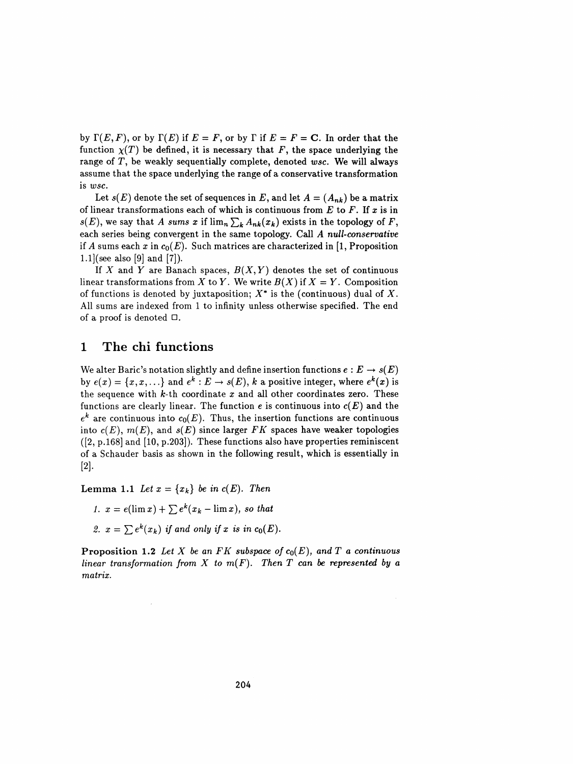by $\Gamma(E, F)$, or by $\Gamma(E)$ if $E = F$, or by $\Gamma$ if $E = F = \mathbf{C}$. In order that the function $\chi(T)$ be defined, it is necessary that $F$, the space underlying the range of $T$, be weakly sequentially complete, denoted *wsc*. We will always assume that the space underlying the range of a conservative transformation is *wsc*.

Let $s(E)$ denote the set of sequences in $E$, and let $A = (A_{nk})$ be a matrix of linear transformations each of which is continuous from $E$ to $F$. If $x$ is in $s(E)$, we say that $A$ *sums* $x$ if $\lim_n \sum_k A_{nk}(x_k)$ exists in the topology of $F$, each series being convergent in the same topology. Call $A$ *null-conservative* if $A$ sums each $x$ in $c_0(E)$. Such matrices are characterized in [1, Proposition 1.1](see also [9] and [7]).

If $X$ and $Y$ are Banach spaces, $B(X, Y)$ denotes the set of continuous linear transformations from $X$ to $Y$. We write $B(X)$ if $X = Y$. Composition of functions is denoted by juxtaposition; $X^*$ is the (continuous) dual of $X$. All sums are indexed from 1 to infinity unless otherwise specified. The end of a proof is denoted $\square$.

## 1 The chi functions

We alter Baric's notation slightly and define insertion functions $e : E \to s(E)$ by $e(x) = \{x, x, \ldots\}$ and $e^k : E \to s(E)$, $k$ a positive integer, where $e^k(x)$ is the sequence with $k$-th coordinate $x$ and all other coordinates zero. These functions are clearly linear. The function $e$ is continuous into $c(E)$ and the $e^k$ are continuous into $c_0(E)$. Thus, the insertion functions are continuous into $c(E)$, $m(E)$, and $s(E)$ since larger $FK$ spaces have weaker topologies ([2, p.168] and [10, p.203]). These functions also have properties reminiscent of a Schauder basis as shown in the following result, which is essentially in [2].

**Lemma 1.1** *Let $x = \{x_k\}$ be in $c(E)$. Then*

1. *$x = e(\lim x) + \sum e^k(x_k - \lim x)$, so that*
2. *$x = \sum e^k(x_k)$ if and only if $x$ is in $c_0(E)$.*

**Proposition 1.2** *Let $X$ be an $FK$ subspace of $c_0(E)$, and $T$ a continuous linear transformation from $X$ to $m(F)$. Then $T$ can be represented by a matrix.*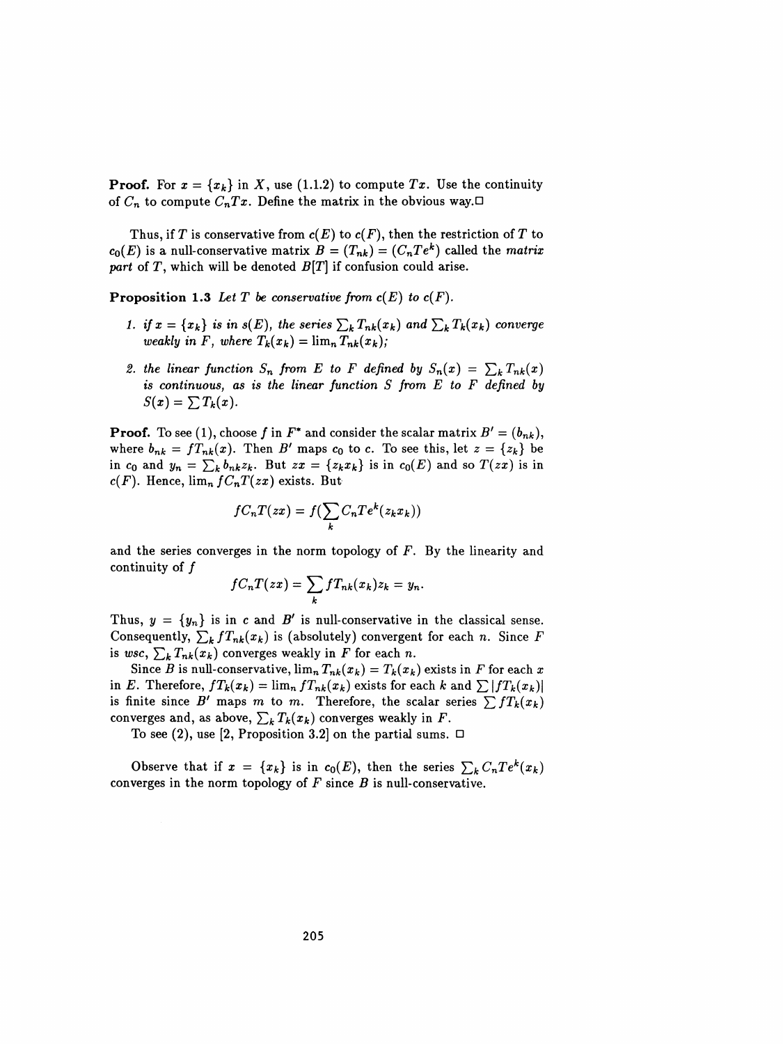**Proof.** For $x = \{x_k\}$ in $X$, use (1.1.2) to compute $Tx$. Use the continuity of $C_n$ to compute $C_nTx$. Define the matrix in the obvious way.□

Thus, if $T$ is conservative from $c(E)$ to $c(F)$, then the restriction of $T$ to $c_0(E)$ is a null-conservative matrix $B = (T_{nk}) = (C_nTe^k)$ called the *matrix part* of $T$, which will be denoted $B[T]$ if confusion could arise.

**Proposition 1.3** *Let $T$ be conservative from $c(E)$ to $c(F)$.*

1. *if $x = \{x_k\}$ is in $s(E)$, the series $\sum_k T_{nk}(x_k)$ and $\sum_k T_k(x_k)$ converge weakly in $F$, where $T_k(x_k) = \lim_n T_{nk}(x_k)$;*
2. *the linear function $S_n$ from $E$ to $F$ defined by $S_n(x) = \sum_k T_{nk}(x)$ is continuous, as is the linear function $S$ from $E$ to $F$ defined by $S(x) = \sum T_k(x)$.*

**Proof.** To see (1), choose $f$ in $F^*$ and consider the scalar matrix $B' = (b_{nk})$, where $b_{nk} = fT_{nk}(x)$. Then $B'$ maps $c_0$ to $c$. To see this, let $z = \{z_k\}$ be in $c_0$ and $y_n = \sum_k b_{nk}z_k$. But $zx = \{z_kx_k\}$ is in $c_0(E)$ and so $T(zx)$ is in $c(F)$. Hence, $\lim_n fC_nT(zx)$ exists. But

$$fC_nT(zx) = f(\sum_k C_nTe^k(z_kx_k))$$

and the series converges in the norm topology of $F$. By the linearity and continuity of $f$

$$fC_nT(zx) = \sum_k fT_{nk}(x_k)z_k = y_n.$$

Thus, $y = \{y_n\}$ is in $c$ and $B'$ is null-conservative in the classical sense. Consequently, $\sum_k fT_{nk}(x_k)$ is (absolutely) convergent for each $n$. Since $F$ is *wsc*, $\sum_k T_{nk}(x_k)$ converges weakly in $F$ for each $n$.

Since $B$ is null-conservative, $\lim_n T_{nk}(x_k) = T_k(x_k)$ exists in $F$ for each $x$ in $E$. Therefore, $fT_k(x_k) = \lim_n fT_{nk}(x_k)$ exists for each $k$ and $\sum |fT_k(x_k)|$ is finite since $B'$ maps $m$ to $m$. Therefore, the scalar series $\sum fT_k(x_k)$ converges and, as above, $\sum_k T_k(x_k)$ converges weakly in $F$.

To see (2), use [2, Proposition 3.2] on the partial sums. □

Observe that if $x = \{x_k\}$ is in $c_0(E)$, then the series $\sum_k C_nTe^k(x_k)$ converges in the norm topology of $F$ since $B$ is null-conservative.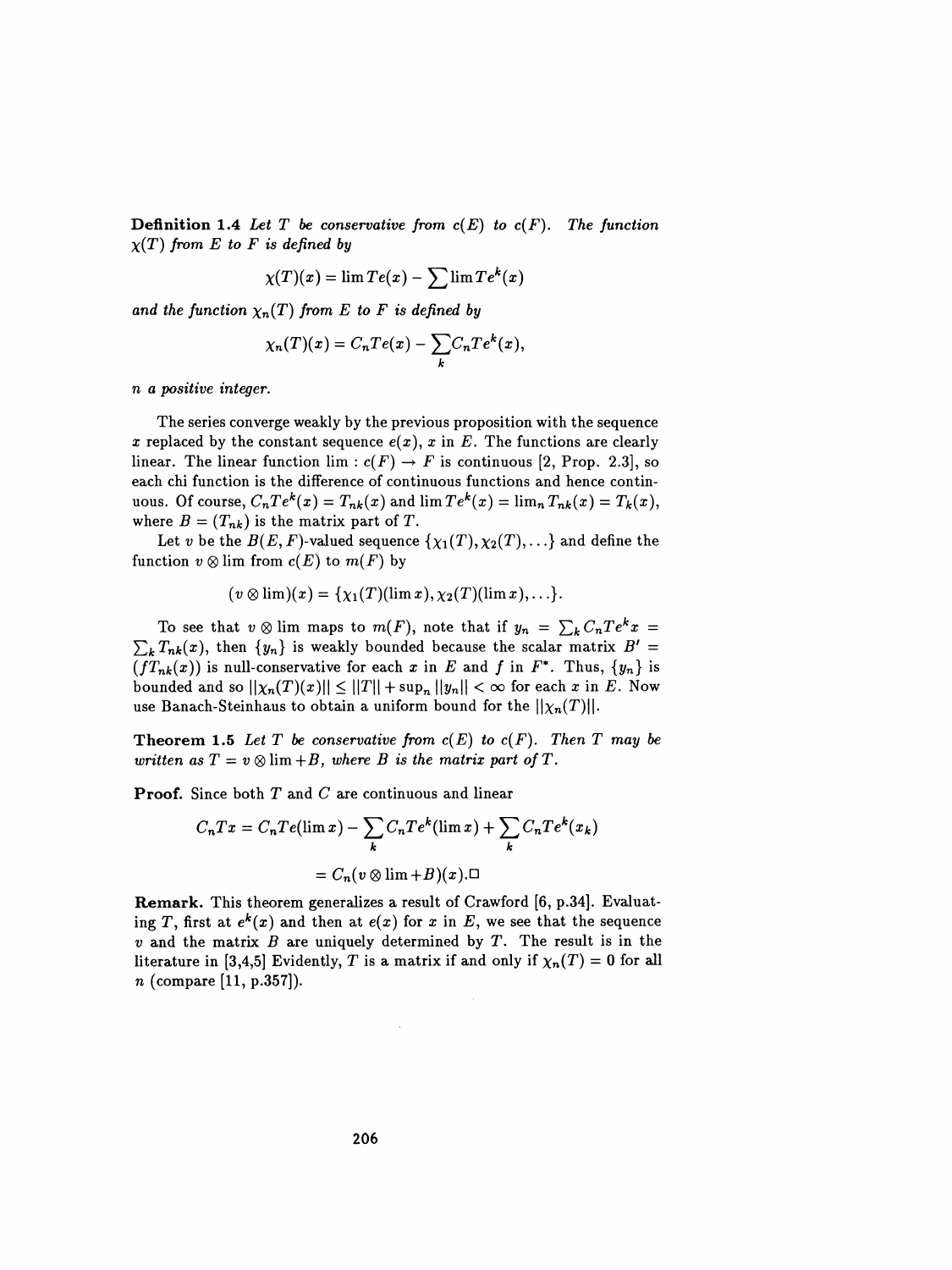**Definition 1.4** *Let $T$ be conservative from $c(E)$ to $c(F)$. The function $\chi(T)$ from $E$ to $F$ is defined by*

$$\chi(T)(x) = \lim Te(x) - \sum \lim Te^k(x)$$

*and the function $\chi_n(T)$ from $E$ to $F$ is defined by*

$$\chi_n(T)(x) = C_n Te(x) - \sum_k C_n Te^k(x),$$

*$n$ a positive integer.*

The series converge weakly by the previous proposition with the sequence $x$ replaced by the constant sequence $e(x)$, $x$ in $E$. The functions are clearly linear. The linear function $\lim : c(F) \to F$ is continuous [2, Prop. 2.3], so each chi function is the difference of continuous functions and hence continuous. Of course, $C_n Te^k(x) = T_{nk}(x)$ and $\lim Te^k(x) = \lim_n T_{nk}(x) = T_k(x)$, where $B = (T_{nk})$ is the matrix part of $T$.

Let $v$ be the $B(E, F)$-valued sequence $\{\chi_1(T), \chi_2(T), \ldots\}$ and define the function $v \otimes \lim$ from $c(E)$ to $m(F)$ by

$$(v \otimes \lim)(x) = \{\chi_1(T)(\lim x), \chi_2(T)(\lim x), \ldots\}.$$

To see that $v \otimes \lim$ maps to $m(F)$, note that if $y_n = \sum_k C_n Te^k x = \sum_k T_{nk}(x)$, then $\{y_n\}$ is weakly bounded because the scalar matrix $B' = (fT_{nk}(x))$ is null-conservative for each $x$ in $E$ and $f$ in $F^*$. Thus, $\{y_n\}$ is bounded and so $\|\chi_n(T)(x)\| \le \|T\| + \sup_n \|y_n\| < \infty$ for each $x$ in $E$. Now use Banach-Steinhaus to obtain a uniform bound for the $\|\chi_n(T)\|$.

**Theorem 1.5** *Let $T$ be conservative from $c(E)$ to $c(F)$. Then $T$ may be written as $T = v \otimes \lim + B$, where $B$ is the matrix part of $T$.*

**Proof.** Since both $T$ and $C$ are continuous and linear

$$C_n Tx = C_n Te(\lim x) - \sum_k C_n Te^k(\lim x) + \sum_k C_n Te^k(x_k)$$

$$= C_n(v \otimes \lim + B)(x). \square$$

**Remark.** This theorem generalizes a result of Crawford [6, p.34]. Evaluating $T$, first at $e^k(x)$ and then at $e(x)$ for $x$ in $E$, we see that the sequence $v$ and the matrix $B$ are uniquely determined by $T$. The result is in the literature in [3,4,5] Evidently, $T$ is a matrix if and only if $\chi_n(T) = 0$ for all $n$ (compare [11, p.357]).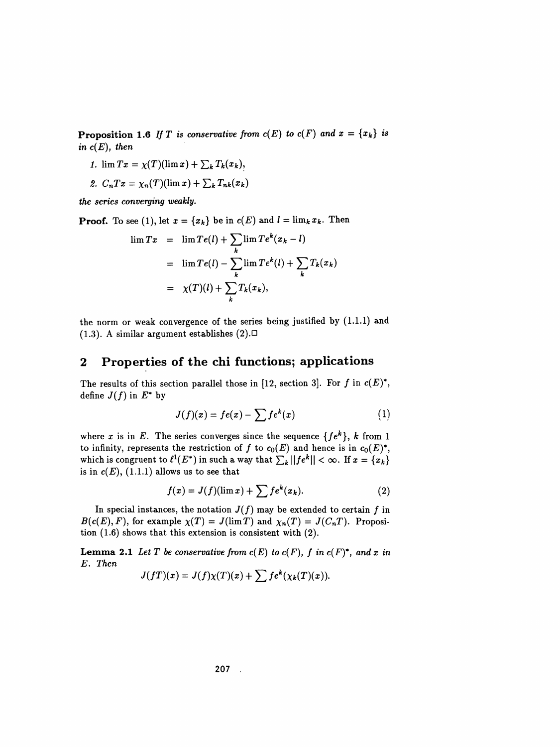**Proposition 1.6** *If $T$ is conservative from $c(E)$ to $c(F)$ and $x = \{x_k\}$ is in $c(E)$, then*

1. $\lim Tx = \chi(T)(\lim x) + \sum_k T_k(x_k)$,
2. $C_n Tx = \chi_n(T)(\lim x) + \sum_k T_{nk}(x_k)$

*the series converging weakly.*

**Proof.** To see (1), let $x = \{x_k\}$ be in $c(E)$ and $l = \lim_k x_k$. Then

$$\begin{aligned}
\lim Tx &= \lim Te(l) + \sum_k \lim Te^k(x_k - l) \\
&= \lim Te(l) - \sum_k \lim Te^k(l) + \sum_k T_k(x_k) \\
&= \chi(T)(l) + \sum_k T_k(x_k),
\end{aligned}$$

the norm or weak convergence of the series being justified by (1.1.1) and (1.3). A similar argument establishes (2).□

## 2 Properties of the chi functions; applications

The results of this section parallel those in [12, section 3]. For $f$ in $c(E)^*$, define $J(f)$ in $E^*$ by

$$J(f)(x) = fe(x) - \sum fe^k(x) \tag{1}$$

where $x$ is in $E$. The series converges since the sequence $\{fe^k\}$, $k$ from 1 to infinity, represents the restriction of $f$ to $c_0(E)$ and hence is in $c_0(E)^*$, which is congruent to $\ell^1(E^*)$ in such a way that $\sum_k \|fe^k\| < \infty$. If $x = \{x_k\}$ is in $c(E)$, (1.1.1) allows us to see that

$$f(x) = J(f)(\lim x) + \sum fe^k(x_k). \tag{2}$$

In special instances, the notation $J(f)$ may be extended to certain $f$ in $B(c(E), F)$, for example $\chi(T) = J(\lim T)$ and $\chi_n(T) = J(C_n T)$. Proposition (1.6) shows that this extension is consistent with (2).

**Lemma 2.1** *Let $T$ be conservative from $c(E)$ to $c(F)$, $f$ in $c(F)^*$, and $x$ in $E$. Then*

$$J(fT)(x) = J(f)\chi(T)(x) + \sum fe^k(\chi_k(T)(x)).$$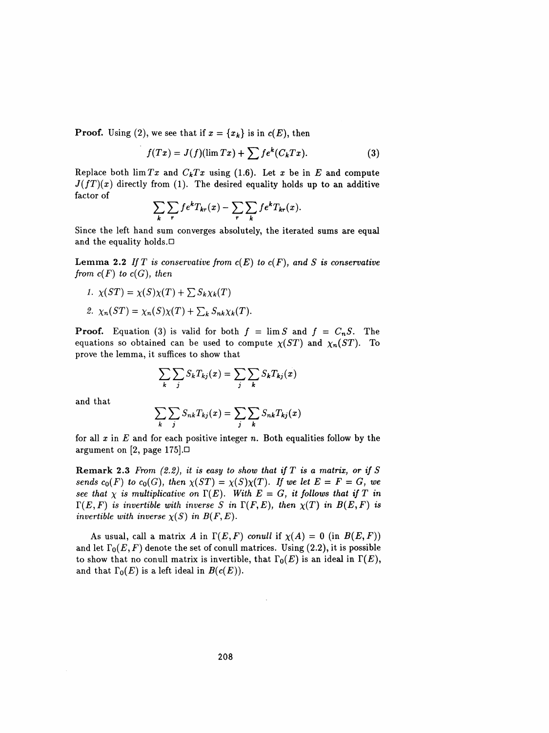**Proof.** Using (2), we see that if $x = \{x_k\}$ is in $c(E)$, then

$$f(Tx) = J(f)(\lim Tx) + \sum fe^k(C_kTx). \tag{3}$$

Replace both $\lim Tx$ and $C_kTx$ using (1.6). Let $x$ be in $E$ and compute $J(fT)(x)$ directly from (1). The desired equality holds up to an additive factor of

$$\sum_k \sum_r fe^k T_{kr}(x) - \sum_r \sum_k fe^k T_{kr}(x).$$

Since the left hand sum converges absolutely, the iterated sums are equal and the equality holds.□

**Lemma 2.2** *If $T$ is conservative from $c(E)$ to $c(F)$, and $S$ is conservative from $c(F)$ to $c(G)$, then*

1. $\chi(ST) = \chi(S)\chi(T) + \sum S_k\chi_k(T)$
2. $\chi_n(ST) = \chi_n(S)\chi(T) + \sum_k S_{nk}\chi_k(T)$.

**Proof.** Equation (3) is valid for both $f = \lim S$ and $f = C_nS$. The equations so obtained can be used to compute $\chi(ST)$ and $\chi_n(ST)$. To prove the lemma, it suffices to show that

$$\sum_k \sum_j S_k T_{kj}(x) = \sum_j \sum_k S_k T_{kj}(x)$$

and that

$$\sum_k \sum_j S_{nk} T_{kj}(x) = \sum_j \sum_k S_{nk} T_{kj}(x)$$

for all $x$ in $E$ and for each positive integer $n$. Both equalities follow by the argument on [2, page 175].□

**Remark 2.3** *From (2.2), it is easy to show that if $T$ is a matrix, or if $S$ sends $c_0(F)$ to $c_0(G)$, then $\chi(ST) = \chi(S)\chi(T)$. If we let $E = F = G$, we see that $\chi$ is multiplicative on $\Gamma(E)$. With $E = G$, it follows that if $T$ in $\Gamma(E, F)$ is invertible with inverse $S$ in $\Gamma(F, E)$, then $\chi(T)$ in $B(E, F)$ is invertible with inverse $\chi(S)$ in $B(F, E)$.*

As usual, call a matrix $A$ in $\Gamma(E, F)$ *conull* if $\chi(A) = 0$ (in $B(E, F)$) and let $\Gamma_0(E, F)$ denote the set of conull matrices. Using (2.2), it is possible to show that no conull matrix is invertible, that $\Gamma_0(E)$ is an ideal in $\Gamma(E)$, and that $\Gamma_0(E)$ is a left ideal in $B(c(E))$.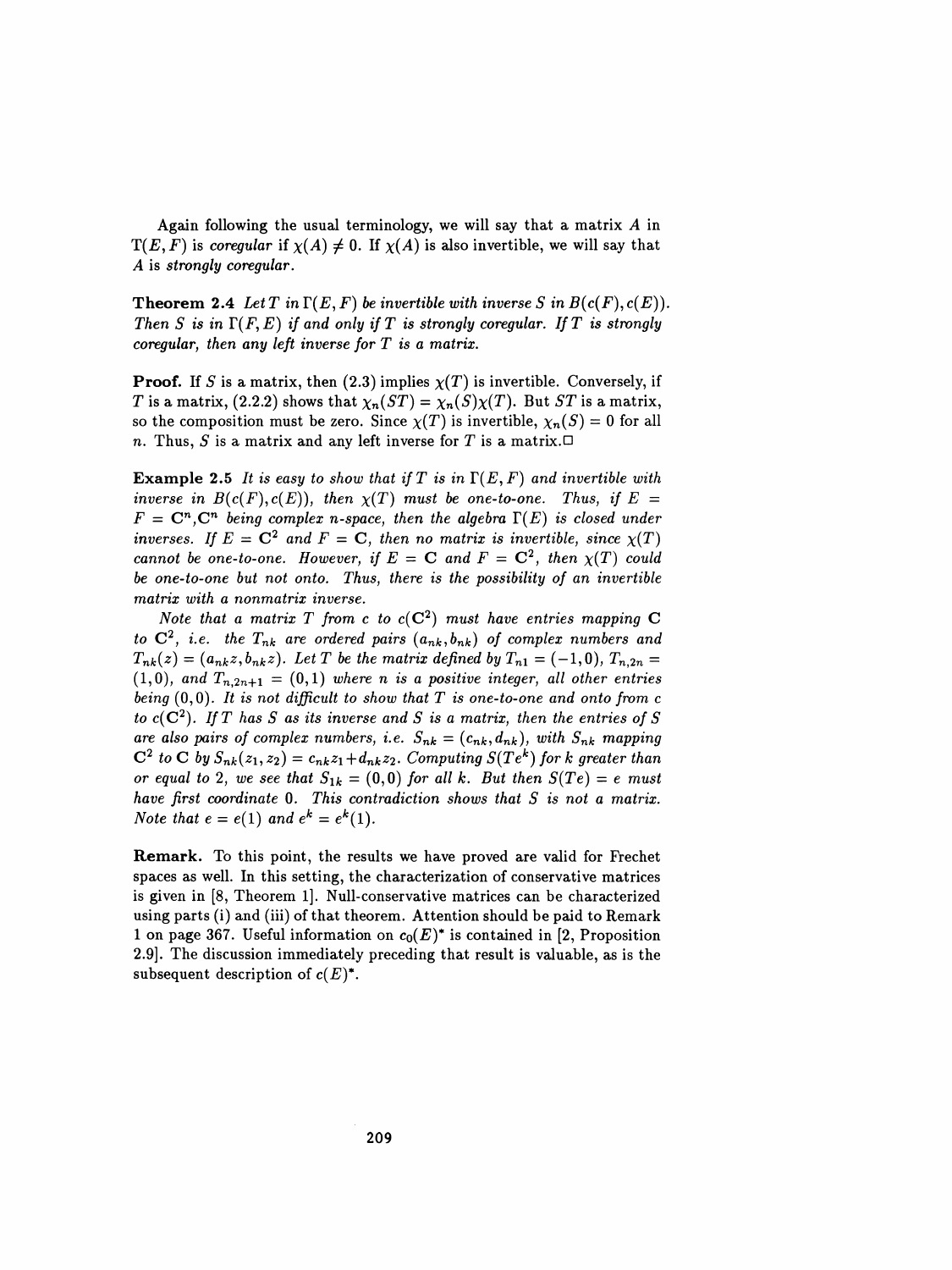Again following the usual terminology, we will say that a matrix $A$ in $\Gamma(E, F)$ is *coregular* if $\chi(A) \neq 0$. If $\chi(A)$ is also invertible, we will say that $A$ is *strongly coregular*.

**Theorem 2.4** *Let $T$ in $\Gamma(E, F)$ be invertible with inverse $S$ in $B(c(F), c(E))$. Then $S$ is in $\Gamma(F, E)$ if and only if $T$ is strongly coregular. If $T$ is strongly coregular, then any left inverse for $T$ is a matrix.*

**Proof.** If $S$ is a matrix, then (2.3) implies $\chi(T)$ is invertible. Conversely, if $T$ is a matrix, (2.2.2) shows that $\chi_n(ST) = \chi_n(S)\chi(T)$. But $ST$ is a matrix, so the composition must be zero. Since $\chi(T)$ is invertible, $\chi_n(S) = 0$ for all $n$. Thus, $S$ is a matrix and any left inverse for $T$ is a matrix.□

**Example 2.5** *It is easy to show that if $T$ is in $\Gamma(E, F)$ and invertible with inverse in $B(c(F), c(E))$, then $\chi(T)$ must be one-to-one. Thus, if $E = F = \mathbf{C}^n, \mathbf{C}^n$ being complex $n$-space, then the algebra $\Gamma(E)$ is closed under inverses. If $E = \mathbf{C}^2$ and $F = \mathbf{C}$, then no matrix is invertible, since $\chi(T)$ cannot be one-to-one. However, if $E = \mathbf{C}$ and $F = \mathbf{C}^2$, then $\chi(T)$ could be one-to-one but not onto. Thus, there is the possibility of an invertible matrix with a nonmatrix inverse.*

*Note that a matrix $T$ from $c$ to $c(\mathbf{C}^2)$ must have entries mapping $\mathbf{C}$ to $\mathbf{C}^2$, i.e. the $T_{nk}$ are ordered pairs $(a_{nk}, b_{nk})$ of complex numbers and $T_{nk}(z) = (a_{nk}z, b_{nk}z)$. Let $T$ be the matrix defined by $T_{n1} = (-1, 0)$, $T_{n,2n} = (1, 0)$, and $T_{n,2n+1} = (0, 1)$ where $n$ is a positive integer, all other entries being $(0, 0)$. It is not difficult to show that $T$ is one-to-one and onto from $c$ to $c(\mathbf{C}^2)$. If $T$ has $S$ as its inverse and $S$ is a matrix, then the entries of $S$ are also pairs of complex numbers, i.e. $S_{nk} = (c_{nk}, d_{nk})$, with $S_{nk}$ mapping $\mathbf{C}^2$ to $\mathbf{C}$ by $S_{nk}(z_1, z_2) = c_{nk}z_1 + d_{nk}z_2$. Computing $S(Te^k)$ for $k$ greater than or equal to 2, we see that $S_{1k} = (0, 0)$ for all $k$. But then $S(Te) = e$ must have first coordinate 0. This contradiction shows that $S$ is not a matrix. Note that $e = e(1)$ and $e^k = e^k(1)$.*

**Remark.** To this point, the results we have proved are valid for Frechet spaces as well. In this setting, the characterization of conservative matrices is given in [8, Theorem 1]. Null-conservative matrices can be characterized using parts (i) and (iii) of that theorem. Attention should be paid to Remark 1 on page 367. Useful information on $c_0(E)^*$ is contained in [2, Proposition 2.9]. The discussion immediately preceding that result is valuable, as is the subsequent description of $c(E)^*$.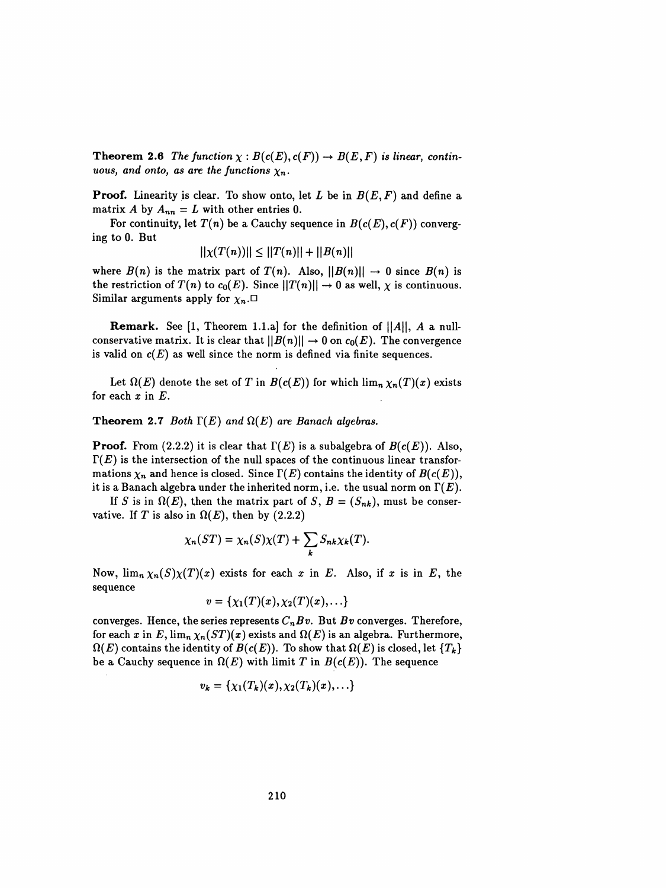**Theorem 2.6** *The function $\chi : B(c(E), c(F)) \to B(E, F)$ is linear, continuous, and onto, as are the functions $\chi_n$.*

**Proof.** Linearity is clear. To show onto, let $L$ be in $B(E, F)$ and define a matrix $A$ by $A_{nn} = L$ with other entries 0.

For continuity, let $T(n)$ be a Cauchy sequence in $B(c(E), c(F))$ converging to 0. But

$$||\chi(T(n))|| \leq ||T(n)|| + ||B(n)||$$

where $B(n)$ is the matrix part of $T(n)$. Also, $||B(n)|| \to 0$ since $B(n)$ is the restriction of $T(n)$ to $c_0(E)$. Since $||T(n)|| \to 0$ as well, $\chi$ is continuous. Similar arguments apply for $\chi_n$.□

**Remark.** See [1, Theorem 1.1.a] for the definition of $||A||$, $A$ a null-conservative matrix. It is clear that $||B(n)|| \to 0$ on $c_0(E)$. The convergence is valid on $c(E)$ as well since the norm is defined via finite sequences.

Let $\Omega(E)$ denote the set of $T$ in $B(c(E))$ for which $\lim_n \chi_n(T)(x)$ exists for each $x$ in $E$.

**Theorem 2.7** *Both $\Gamma(E)$ and $\Omega(E)$ are Banach algebras.*

**Proof.** From (2.2.2) it is clear that $\Gamma(E)$ is a subalgebra of $B(c(E))$. Also, $\Gamma(E)$ is the intersection of the null spaces of the continuous linear transformations $\chi_n$ and hence is closed. Since $\Gamma(E)$ contains the identity of $B(c(E))$, it is a Banach algebra under the inherited norm, i.e. the usual norm on $\Gamma(E)$.

If $S$ is in $\Omega(E)$, then the matrix part of $S$, $B = (S_{nk})$, must be conservative. If $T$ is also in $\Omega(E)$, then by (2.2.2)

$$\chi_n(ST) = \chi_n(S)\chi(T) + \sum_k S_{nk}\chi_k(T).$$

Now, $\lim_n \chi_n(S)\chi(T)(x)$ exists for each $x$ in $E$. Also, if $x$ is in $E$, the sequence

$$v = \{\chi_1(T)(x), \chi_2(T)(x), \ldots\}$$

converges. Hence, the series represents $C_n Bv$. But $Bv$ converges. Therefore, for each $x$ in $E$, $\lim_n \chi_n(ST)(x)$ exists and $\Omega(E)$ is an algebra. Furthermore, $\Omega(E)$ contains the identity of $B(c(E))$. To show that $\Omega(E)$ is closed, let $\{T_k\}$ be a Cauchy sequence in $\Omega(E)$ with limit $T$ in $B(c(E))$. The sequence

$$v_k = \{\chi_1(T_k)(x), \chi_2(T_k)(x), \ldots\}$$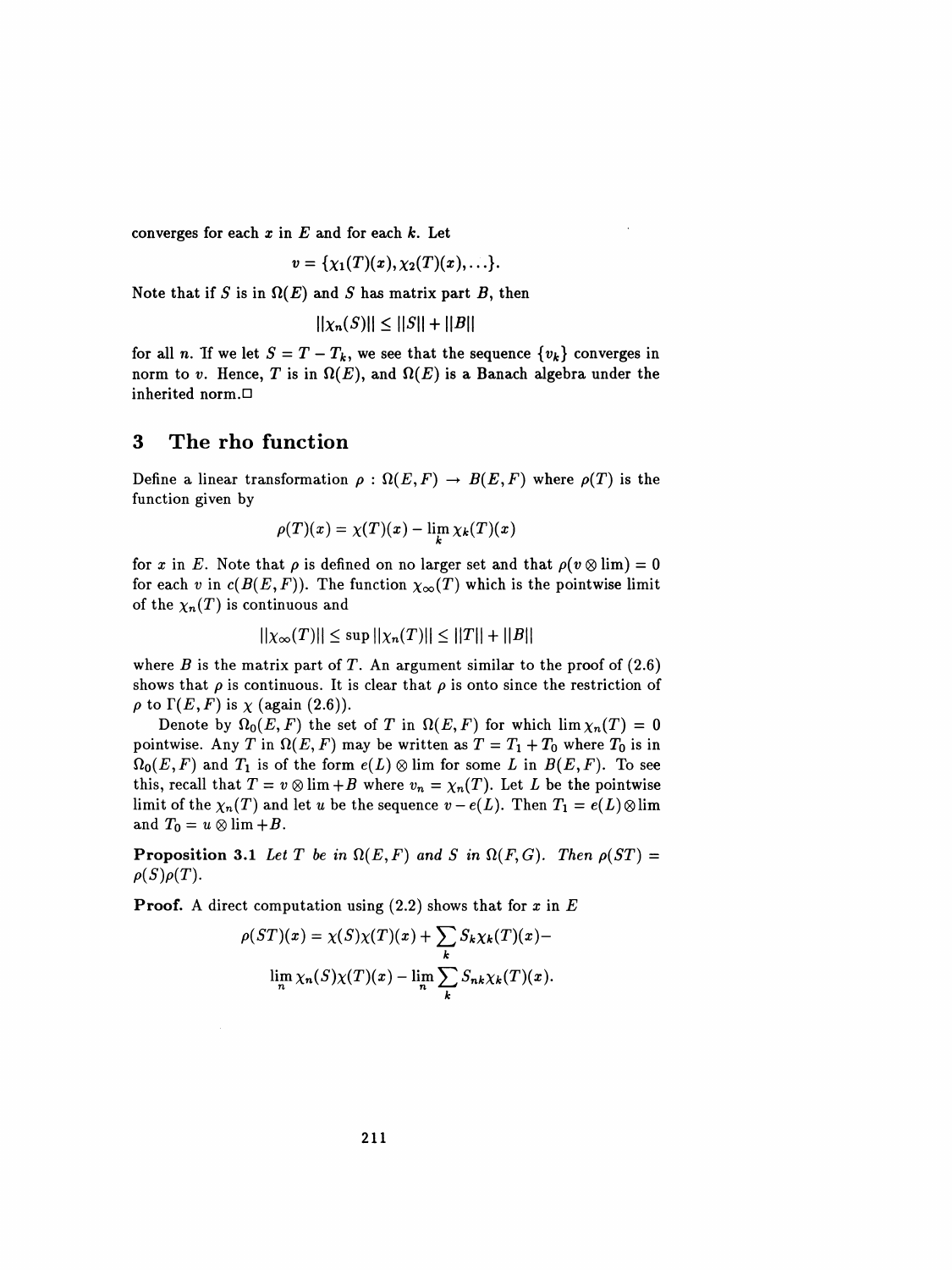converges for each $x$ in $E$ and for each $k$. Let

$$v = \{\chi_1(T)(x), \chi_2(T)(x), \ldots\}.$$

Note that if $S$ is in $\Omega(E)$ and $S$ has matrix part $B$, then

$$\|\chi_n(S)\| \leq \|S\| + \|B\|$$

for all $n$. If we let $S = T - T_k$, we see that the sequence $\{v_k\}$ converges in norm to $v$. Hence, $T$ is in $\Omega(E)$, and $\Omega(E)$ is a Banach algebra under the inherited norm.□

## 3 The rho function

Define a linear transformation $\rho : \Omega(E,F) \to B(E,F)$ where $\rho(T)$ is the function given by

$$\rho(T)(x) = \chi(T)(x) - \lim_k \chi_k(T)(x)$$

for $x$ in $E$. Note that $\rho$ is defined on no larger set and that $\rho(v \otimes \lim) = 0$ for each $v$ in $c(B(E,F))$. The function $\chi_\infty(T)$ which is the pointwise limit of the $\chi_n(T)$ is continuous and

$$\|\chi_\infty(T)\| \leq \sup \|\chi_n(T)\| \leq \|T\| + \|B\|$$

where $B$ is the matrix part of $T$. An argument similar to the proof of (2.6) shows that $\rho$ is continuous. It is clear that $\rho$ is onto since the restriction of $\rho$ to $\Gamma(E,F)$ is $\chi$ (again (2.6)).

Denote by $\Omega_0(E,F)$ the set of $T$ in $\Omega(E,F)$ for which $\lim \chi_n(T) = 0$ pointwise. Any $T$ in $\Omega(E,F)$ may be written as $T = T_1 + T_0$ where $T_0$ is in $\Omega_0(E,F)$ and $T_1$ is of the form $e(L) \otimes \lim$ for some $L$ in $B(E,F)$. To see this, recall that $T = v \otimes \lim + B$ where $v_n = \chi_n(T)$. Let $L$ be the pointwise limit of the $\chi_n(T)$ and let $u$ be the sequence $v - e(L)$. Then $T_1 = e(L) \otimes \lim$ and $T_0 = u \otimes \lim + B$.

**Proposition 3.1** *Let $T$ be in $\Omega(E,F)$ and $S$ in $\Omega(F,G)$. Then $\rho(ST) = \rho(S)\rho(T)$.*

**Proof.** A direct computation using (2.2) shows that for $x$ in $E$

$$\rho(ST)(x) = \chi(S)\chi(T)(x) + \sum_k S_k \chi_k(T)(x) -$$
$$\lim_n \chi_n(S)\chi(T)(x) - \lim_n \sum_k S_{nk}\chi_k(T)(x).$$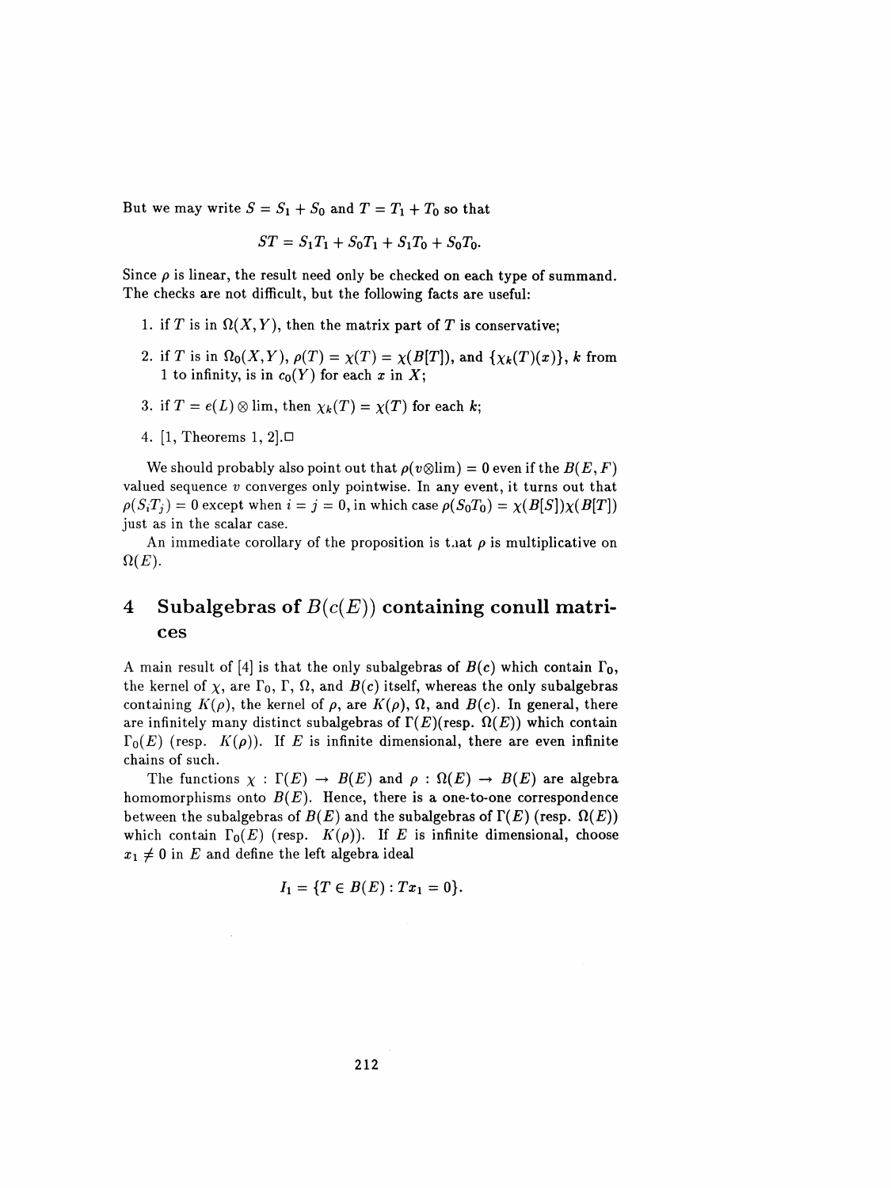But we may write $S = S_1 + S_0$ and $T = T_1 + T_0$ so that

$$ST = S_1T_1 + S_0T_1 + S_1T_0 + S_0T_0.$$

Since $\rho$ is linear, the result need only be checked on each type of summand. The checks are not difficult, but the following facts are useful:

1. if $T$ is in $\Omega(X,Y)$, then the matrix part of $T$ is conservative;
2. if $T$ is in $\Omega_0(X,Y)$, $\rho(T) = \chi(T) = \chi(B[T])$, and $\{\chi_k(T)(x)\}$, $k$ from 1 to infinity, is in $c_0(Y)$ for each $x$ in $X$;
3. if $T = e(L) \otimes \lim$, then $\chi_k(T) = \chi(T)$ for each $k$;
4. [1, Theorems 1, 2].□

We should probably also point out that $\rho(v \otimes \lim) = 0$ even if the $B(E,F)$ valued sequence $v$ converges only pointwise. In any event, it turns out that $\rho(S_iT_j) = 0$ except when $i = j = 0$, in which case $\rho(S_0T_0) = \chi(B[S])\chi(B[T])$ just as in the scalar case.

An immediate corollary of the proposition is that $\rho$ is multiplicative on $\Omega(E)$.

## 4 Subalgebras of $B(c(E))$ containing conull matrices

A main result of [4] is that the only subalgebras of $B(c)$ which contain $\Gamma_0$, the kernel of $\chi$, are $\Gamma_0$, $\Gamma$, $\Omega$, and $B(c)$ itself, whereas the only subalgebras containing $K(\rho)$, the kernel of $\rho$, are $K(\rho)$, $\Omega$, and $B(c)$. In general, there are infinitely many distinct subalgebras of $\Gamma(E)$(resp. $\Omega(E)$) which contain $\Gamma_0(E)$ (resp. $K(\rho)$). If $E$ is infinite dimensional, there are even infinite chains of such.

The functions $\chi : \Gamma(E) \to B(E)$ and $\rho : \Omega(E) \to B(E)$ are algebra homomorphisms onto $B(E)$. Hence, there is a one-to-one correspondence between the subalgebras of $B(E)$ and the subalgebras of $\Gamma(E)$ (resp. $\Omega(E)$) which contain $\Gamma_0(E)$ (resp. $K(\rho)$). If $E$ is infinite dimensional, choose $x_1 \neq 0$ in $E$ and define the left algebra ideal

$$I_1 = \{T \in B(E) : Tx_1 = 0\}.$$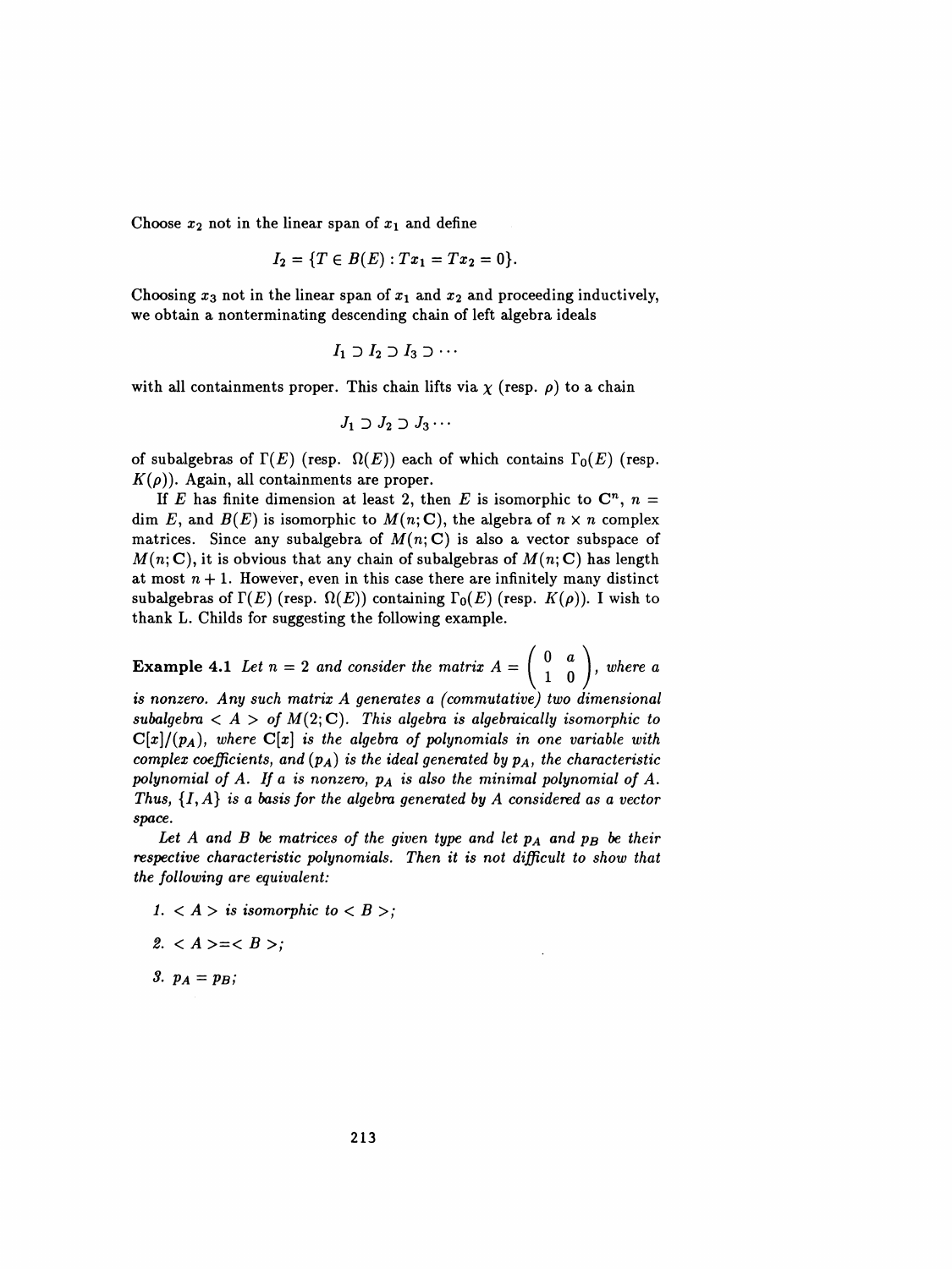Choose $x_2$ not in the linear span of $x_1$ and define

$$I_2 = \{T \in B(E) : Tx_1 = Tx_2 = 0\}.$$

Choosing $x_3$ not in the linear span of $x_1$ and $x_2$ and proceeding inductively, we obtain a nonterminating descending chain of left algebra ideals

$$I_1 \supset I_2 \supset I_3 \supset \cdots$$

with all containments proper. This chain lifts via $\chi$ (resp. $\rho$) to a chain

$$J_1 \supset J_2 \supset J_3 \cdots$$

of subalgebras of $\Gamma(E)$ (resp. $\Omega(E)$) each of which contains $\Gamma_0(E)$ (resp. $K(\rho)$). Again, all containments are proper.

If $E$ has finite dimension at least 2, then $E$ is isomorphic to $\mathbf{C}^n$, $n = \dim E$, and $B(E)$ is isomorphic to $M(n;\mathbf{C})$, the algebra of $n \times n$ complex matrices. Since any subalgebra of $M(n;\mathbf{C})$ is also a vector subspace of $M(n;\mathbf{C})$, it is obvious that any chain of subalgebras of $M(n;\mathbf{C})$ has length at most $n+1$. However, even in this case there are infinitely many distinct subalgebras of $\Gamma(E)$ (resp. $\Omega(E)$) containing $\Gamma_0(E)$ (resp. $K(\rho)$). I wish to thank L. Childs for suggesting the following example.

**Example 4.1** *Let $n = 2$ and consider the matrix $A = \begin{pmatrix} 0 & a \\ 1 & 0 \end{pmatrix}$, where $a$ is nonzero. Any such matrix $A$ generates a (commutative) two dimensional subalgebra $< A >$ of $M(2;\mathbf{C})$. This algebra is algebraically isomorphic to $\mathbf{C}[x]/(p_A)$, where $\mathbf{C}[x]$ is the algebra of polynomials in one variable with complex coefficients, and $(p_A)$ is the ideal generated by $p_A$, the characteristic polynomial of $A$. If $a$ is nonzero, $p_A$ is also the minimal polynomial of $A$. Thus, $\{I, A\}$ is a basis for the algebra generated by $A$ considered as a vector space.*

*Let $A$ and $B$ be matrices of the given type and let $p_A$ and $p_B$ be their respective characteristic polynomials. Then it is not difficult to show that the following are equivalent:*

1. *$< A >$ is isomorphic to $< B >$;*
2. *$< A > = < B >$;*
3. *$p_A = p_B$;*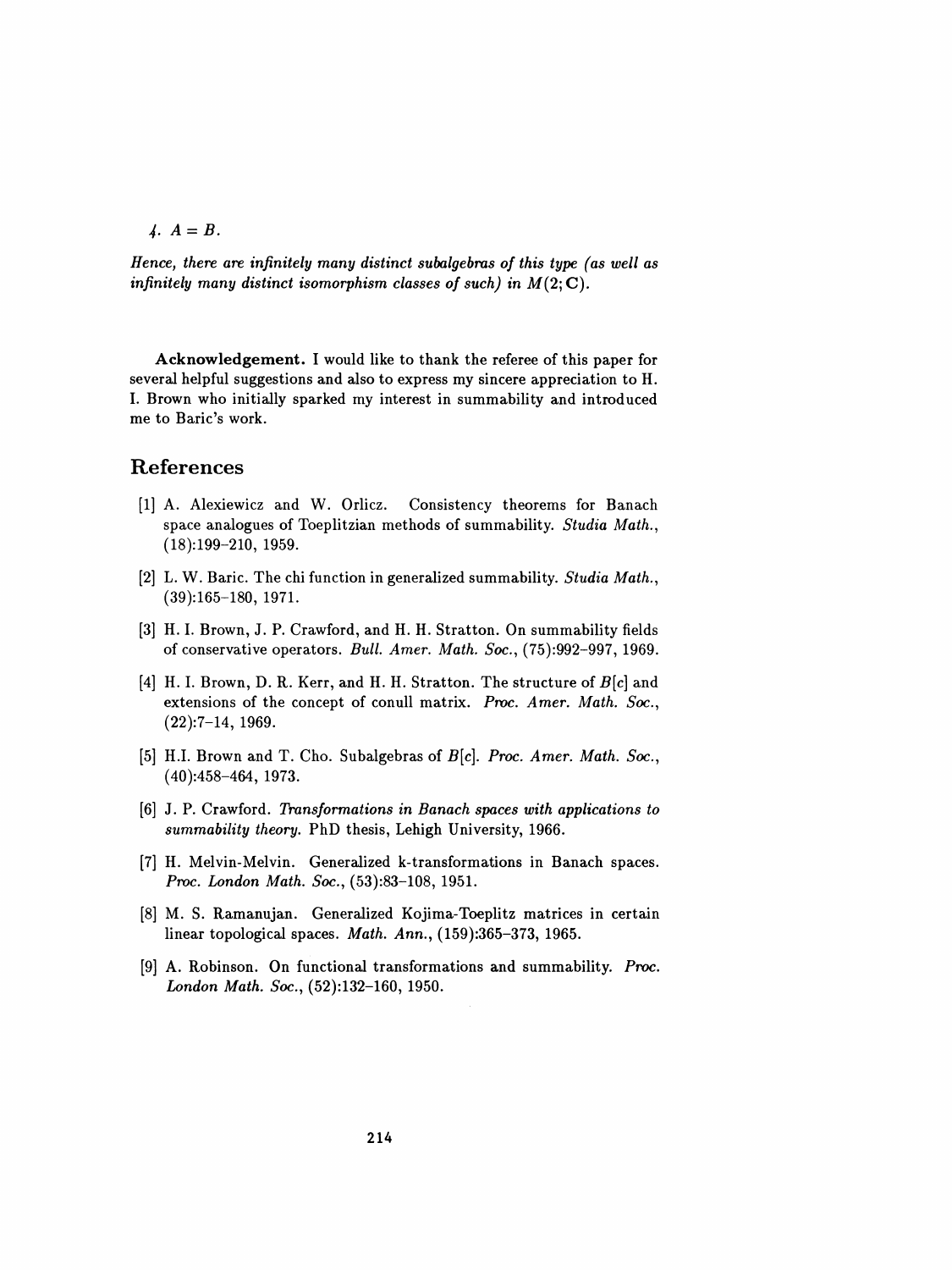4. $A = B$.

*Hence, there are infinitely many distinct subalgebras of this type (as well as infinitely many distinct isomorphism classes of such) in $M(2; \mathbf{C})$.*

**Acknowledgement.** I would like to thank the referee of this paper for several helpful suggestions and also to express my sincere appreciation to H. I. Brown who initially sparked my interest in summability and introduced me to Baric's work.

## References

[1] A. Alexiewicz and W. Orlicz. Consistency theorems for Banach space analogues of Toeplitzian methods of summability. *Studia Math.*, (18):199–210, 1959.

[2] L. W. Baric. The chi function in generalized summability. *Studia Math.*, (39):165–180, 1971.

[3] H. I. Brown, J. P. Crawford, and H. H. Stratton. On summability fields of conservative operators. *Bull. Amer. Math. Soc.*, (75):992–997, 1969.

[4] H. I. Brown, D. R. Kerr, and H. H. Stratton. The structure of $B[c]$ and extensions of the concept of conull matrix. *Proc. Amer. Math. Soc.*, (22):7–14, 1969.

[5] H.I. Brown and T. Cho. Subalgebras of $B[c]$. *Proc. Amer. Math. Soc.*, (40):458–464, 1973.

[6] J. P. Crawford. *Transformations in Banach spaces with applications to summability theory.* PhD thesis, Lehigh University, 1966.

[7] H. Melvin-Melvin. Generalized k-transformations in Banach spaces. *Proc. London Math. Soc.*, (53):83–108, 1951.

[8] M. S. Ramanujan. Generalized Kojima-Toeplitz matrices in certain linear topological spaces. *Math. Ann.*, (159):365–373, 1965.

[9] A. Robinson. On functional transformations and summability. *Proc. London Math. Soc.*, (52):132–160, 1950.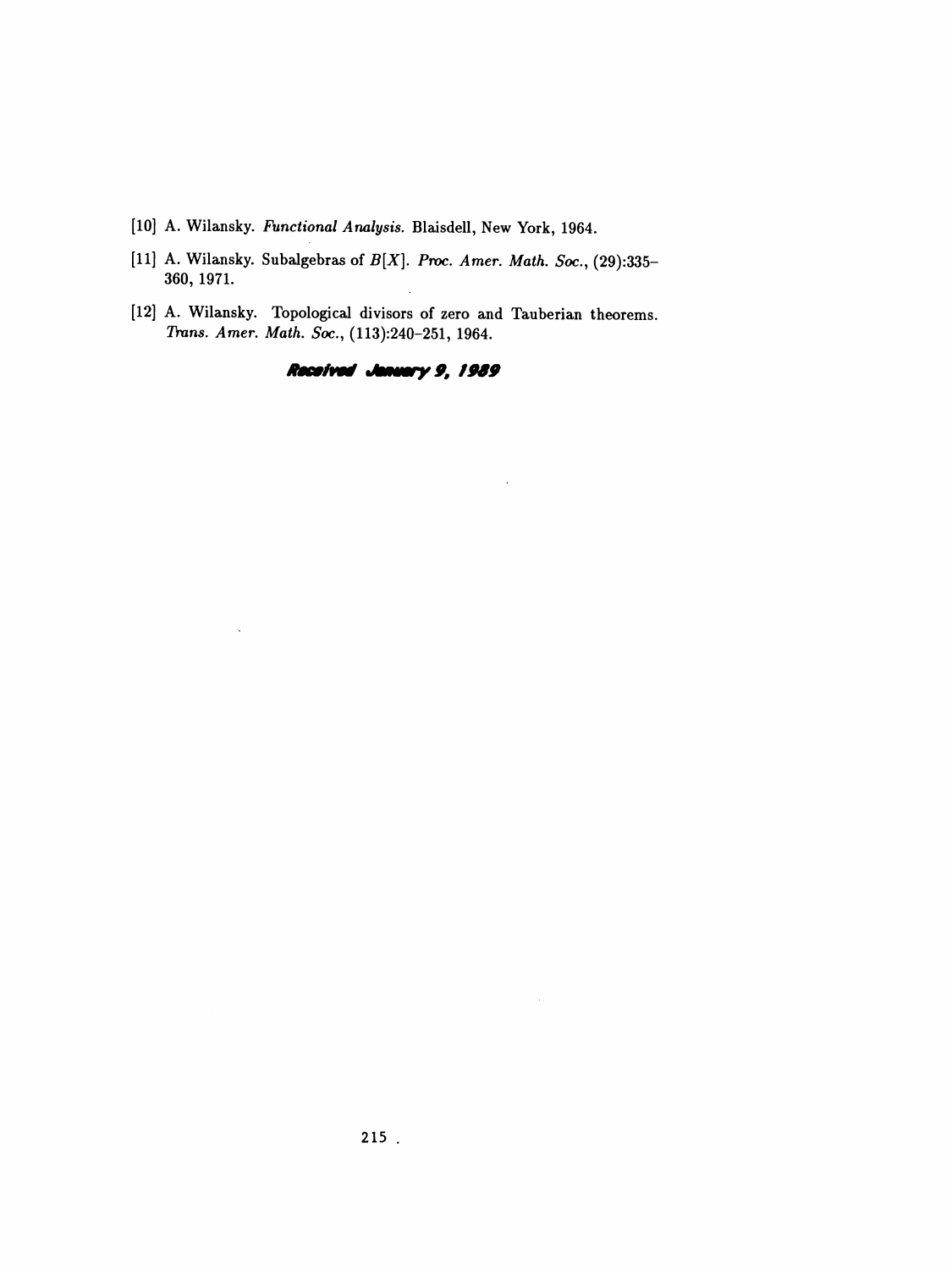[10] A. Wilansky. *Functional Analysis.* Blaisdell, New York, 1964.

[11] A. Wilansky. Subalgebras of $B[X]$. *Proc. Amer. Math. Soc.*, (29):335–360, 1971.

[12] A. Wilansky. Topological divisors of zero and Tauberian theorems. *Trans. Amer. Math. Soc.*, (113):240–251, 1964.

***Received January 9, 1989***